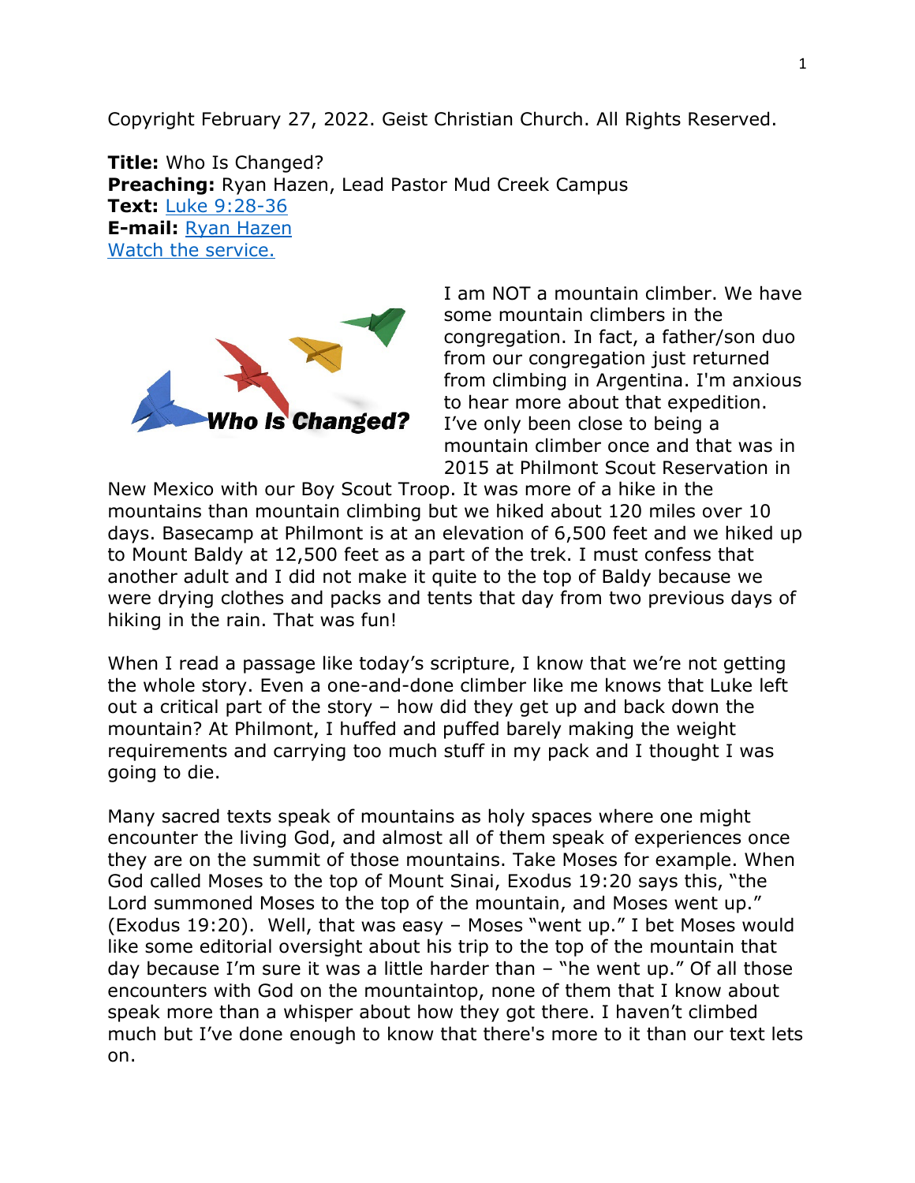Copyright February 27, 2022. Geist Christian Church. All Rights Reserved.

**Title:** Who Is Changed?
**Preaching:** Ryan Hazen, Lead Pastor Mud Creek Campus
**Text:** Luke 9:28-36
**E-mail:** Ryan Hazen
Watch the service.

I am NOT a mountain climber. We have some mountain climbers in the congregation. In fact, a father/son duo from our congregation just returned from climbing in Argentina. I'm anxious to hear more about that expedition. I've only been close to being a mountain climber once and that was in 2015 at Philmont Scout Reservation in New Mexico with our Boy Scout Troop. It was more of a hike in the mountains than mountain climbing but we hiked about 120 miles over 10 days. Basecamp at Philmont is at an elevation of 6,500 feet and we hiked up to Mount Baldy at 12,500 feet as a part of the trek. I must confess that another adult and I did not make it quite to the top of Baldy because we were drying clothes and packs and tents that day from two previous days of hiking in the rain. That was fun!

When I read a passage like today's scripture, I know that we're not getting the whole story. Even a one-and-done climber like me knows that Luke left out a critical part of the story – how did they get up and back down the mountain? At Philmont, I huffed and puffed barely making the weight requirements and carrying too much stuff in my pack and I thought I was going to die.

Many sacred texts speak of mountains as holy spaces where one might encounter the living God, and almost all of them speak of experiences once they are on the summit of those mountains. Take Moses for example. When God called Moses to the top of Mount Sinai, Exodus 19:20 says this, "the Lord summoned Moses to the top of the mountain, and Moses went up." (Exodus 19:20). Well, that was easy – Moses "went up." I bet Moses would like some editorial oversight about his trip to the top of the mountain that day because I'm sure it was a little harder than – "he went up." Of all those encounters with God on the mountaintop, none of them that I know about speak more than a whisper about how they got there. I haven't climbed much but I've done enough to know that there's more to it than our text lets on.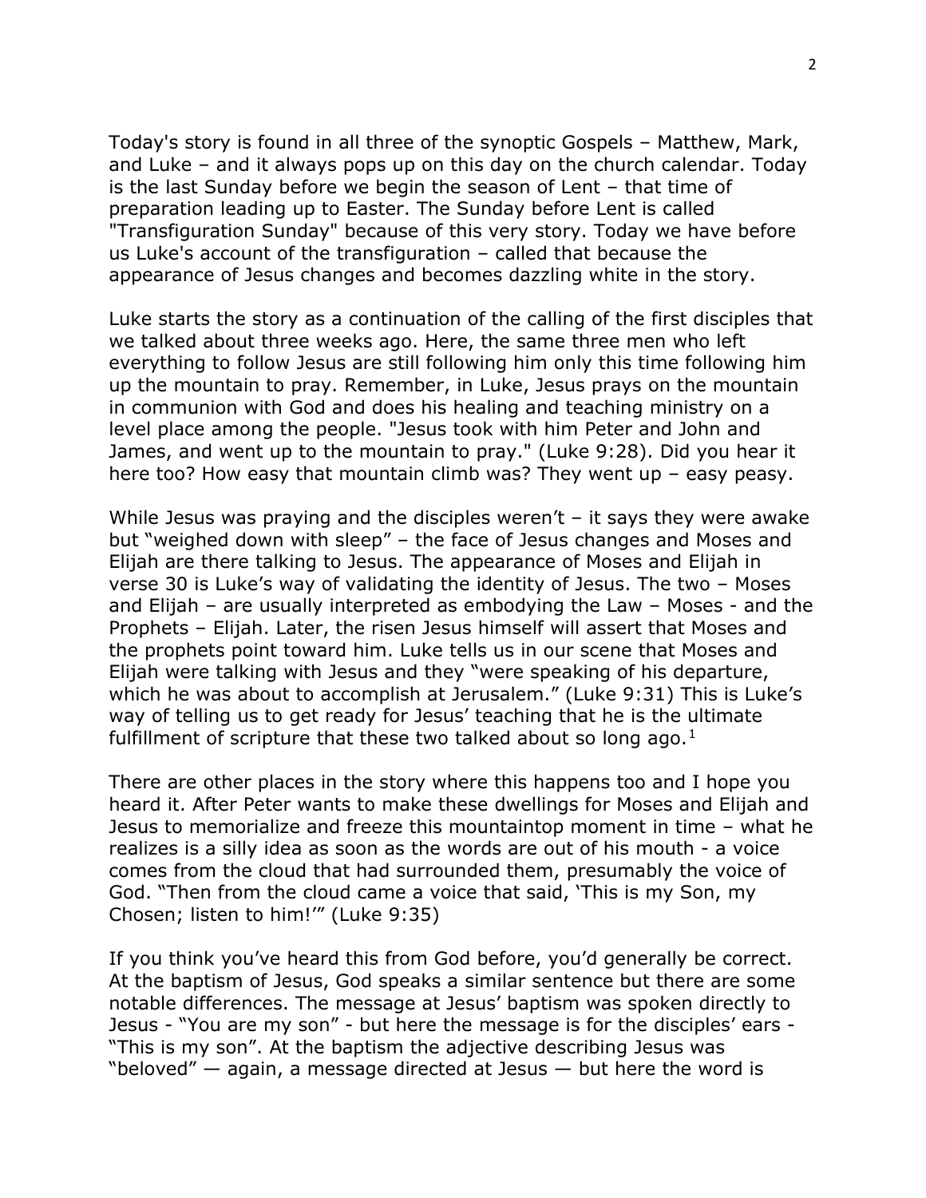Today's story is found in all three of the synoptic Gospels – Matthew, Mark, and Luke – and it always pops up on this day on the church calendar. Today is the last Sunday before we begin the season of Lent – that time of preparation leading up to Easter. The Sunday before Lent is called "Transfiguration Sunday" because of this very story. Today we have before us Luke's account of the transfiguration – called that because the appearance of Jesus changes and becomes dazzling white in the story.

Luke starts the story as a continuation of the calling of the first disciples that we talked about three weeks ago. Here, the same three men who left everything to follow Jesus are still following him only this time following him up the mountain to pray. Remember, in Luke, Jesus prays on the mountain in communion with God and does his healing and teaching ministry on a level place among the people. "Jesus took with him Peter and John and James, and went up to the mountain to pray." (Luke 9:28). Did you hear it here too? How easy that mountain climb was? They went up – easy peasy.

While Jesus was praying and the disciples weren't – it says they were awake but "weighed down with sleep" – the face of Jesus changes and Moses and Elijah are there talking to Jesus. The appearance of Moses and Elijah in verse 30 is Luke's way of validating the identity of Jesus. The two – Moses and Elijah – are usually interpreted as embodying the Law – Moses - and the Prophets – Elijah. Later, the risen Jesus himself will assert that Moses and the prophets point toward him. Luke tells us in our scene that Moses and Elijah were talking with Jesus and they "were speaking of his departure, which he was about to accomplish at Jerusalem." (Luke 9:31) This is Luke's way of telling us to get ready for Jesus' teaching that he is the ultimate fulfillment of scripture that these two talked about so long ago.[1]

There are other places in the story where this happens too and I hope you heard it. After Peter wants to make these dwellings for Moses and Elijah and Jesus to memorialize and freeze this mountaintop moment in time – what he realizes is a silly idea as soon as the words are out of his mouth - a voice comes from the cloud that had surrounded them, presumably the voice of God. "Then from the cloud came a voice that said, 'This is my Son, my Chosen; listen to him!'" (Luke 9:35)

If you think you've heard this from God before, you'd generally be correct. At the baptism of Jesus, God speaks a similar sentence but there are some notable differences. The message at Jesus' baptism was spoken directly to Jesus - "You are my son" - but here the message is for the disciples' ears - "This is my son". At the baptism the adjective describing Jesus was "beloved" — again, a message directed at Jesus — but here the word is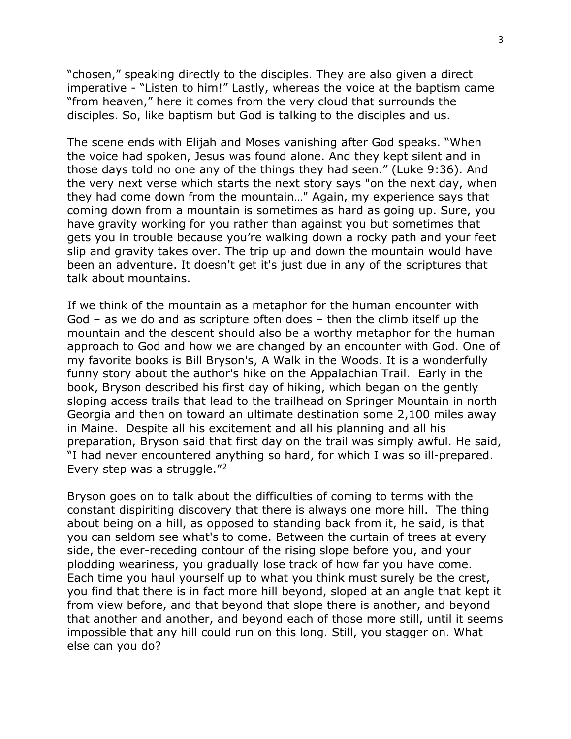"chosen," speaking directly to the disciples. They are also given a direct imperative - "Listen to him!" Lastly, whereas the voice at the baptism came "from heaven," here it comes from the very cloud that surrounds the disciples. So, like baptism but God is talking to the disciples and us.

The scene ends with Elijah and Moses vanishing after God speaks. "When the voice had spoken, Jesus was found alone. And they kept silent and in those days told no one any of the things they had seen." (Luke 9:36). And the very next verse which starts the next story says "on the next day, when they had come down from the mountain…" Again, my experience says that coming down from a mountain is sometimes as hard as going up. Sure, you have gravity working for you rather than against you but sometimes that gets you in trouble because you're walking down a rocky path and your feet slip and gravity takes over. The trip up and down the mountain would have been an adventure. It doesn't get it's just due in any of the scriptures that talk about mountains.

If we think of the mountain as a metaphor for the human encounter with God – as we do and as scripture often does – then the climb itself up the mountain and the descent should also be a worthy metaphor for the human approach to God and how we are changed by an encounter with God. One of my favorite books is Bill Bryson's, A Walk in the Woods. It is a wonderfully funny story about the author's hike on the Appalachian Trail. Early in the book, Bryson described his first day of hiking, which began on the gently sloping access trails that lead to the trailhead on Springer Mountain in north Georgia and then on toward an ultimate destination some 2,100 miles away in Maine. Despite all his excitement and all his planning and all his preparation, Bryson said that first day on the trail was simply awful. He said, "I had never encountered anything so hard, for which I was so ill-prepared. Every step was a struggle."[2]

Bryson goes on to talk about the difficulties of coming to terms with the constant dispiriting discovery that there is always one more hill. The thing about being on a hill, as opposed to standing back from it, he said, is that you can seldom see what's to come. Between the curtain of trees at every side, the ever-receding contour of the rising slope before you, and your plodding weariness, you gradually lose track of how far you have come. Each time you haul yourself up to what you think must surely be the crest, you find that there is in fact more hill beyond, sloped at an angle that kept it from view before, and that beyond that slope there is another, and beyond that another and another, and beyond each of those more still, until it seems impossible that any hill could run on this long. Still, you stagger on. What else can you do?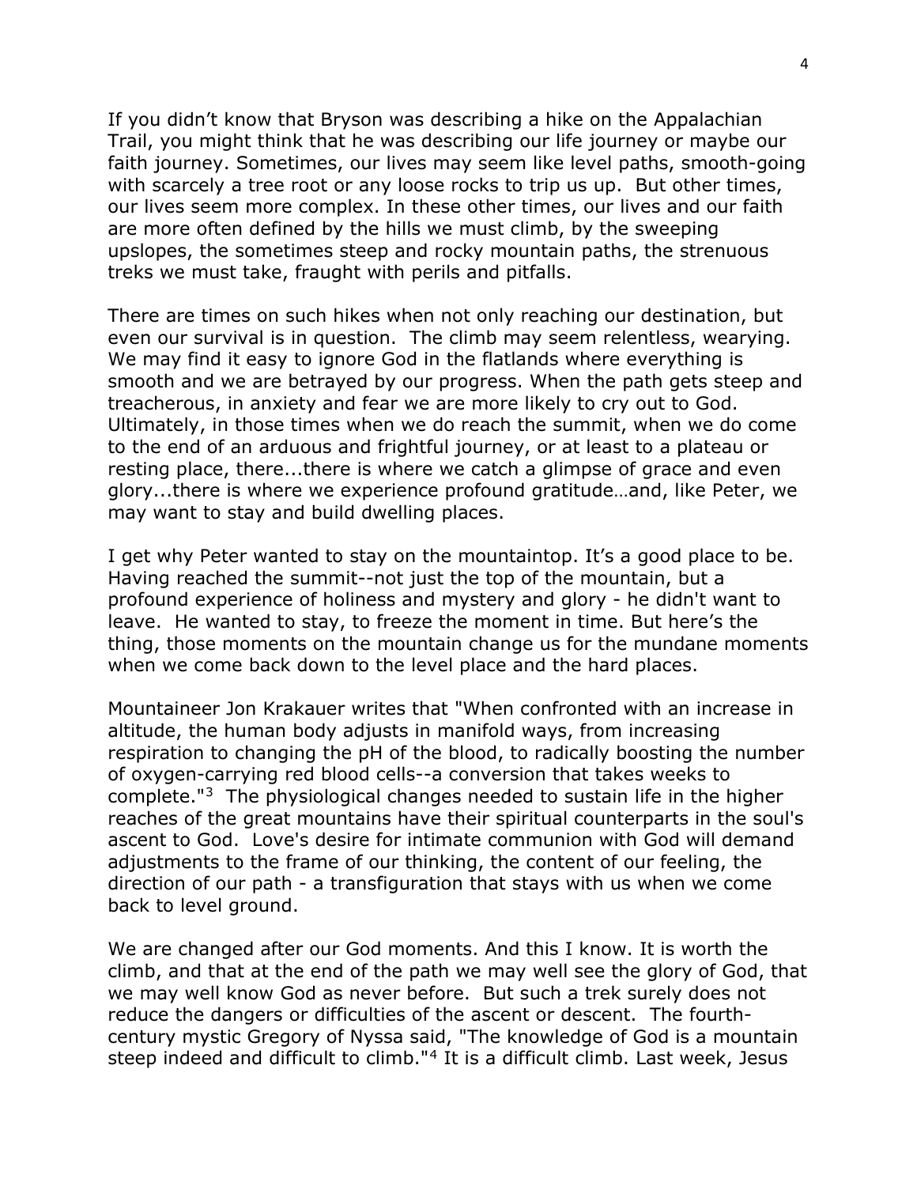If you didn't know that Bryson was describing a hike on the Appalachian Trail, you might think that he was describing our life journey or maybe our faith journey. Sometimes, our lives may seem like level paths, smooth-going with scarcely a tree root or any loose rocks to trip us up. But other times, our lives seem more complex. In these other times, our lives and our faith are more often defined by the hills we must climb, by the sweeping upslopes, the sometimes steep and rocky mountain paths, the strenuous treks we must take, fraught with perils and pitfalls.

There are times on such hikes when not only reaching our destination, but even our survival is in question. The climb may seem relentless, wearying. We may find it easy to ignore God in the flatlands where everything is smooth and we are betrayed by our progress. When the path gets steep and treacherous, in anxiety and fear we are more likely to cry out to God. Ultimately, in those times when we do reach the summit, when we do come to the end of an arduous and frightful journey, or at least to a plateau or resting place, there...there is where we catch a glimpse of grace and even glory...there is where we experience profound gratitude…and, like Peter, we may want to stay and build dwelling places.

I get why Peter wanted to stay on the mountaintop. It's a good place to be. Having reached the summit--not just the top of the mountain, but a profound experience of holiness and mystery and glory - he didn't want to leave. He wanted to stay, to freeze the moment in time. But here's the thing, those moments on the mountain change us for the mundane moments when we come back down to the level place and the hard places.

Mountaineer Jon Krakauer writes that "When confronted with an increase in altitude, the human body adjusts in manifold ways, from increasing respiration to changing the pH of the blood, to radically boosting the number of oxygen-carrying red blood cells--a conversion that takes weeks to complete."[3] The physiological changes needed to sustain life in the higher reaches of the great mountains have their spiritual counterparts in the soul's ascent to God. Love's desire for intimate communion with God will demand adjustments to the frame of our thinking, the content of our feeling, the direction of our path - a transfiguration that stays with us when we come back to level ground.

We are changed after our God moments. And this I know. It is worth the climb, and that at the end of the path we may well see the glory of God, that we may well know God as never before. But such a trek surely does not reduce the dangers or difficulties of the ascent or descent. The fourth-century mystic Gregory of Nyssa said, "The knowledge of God is a mountain steep indeed and difficult to climb."[4] It is a difficult climb. Last week, Jesus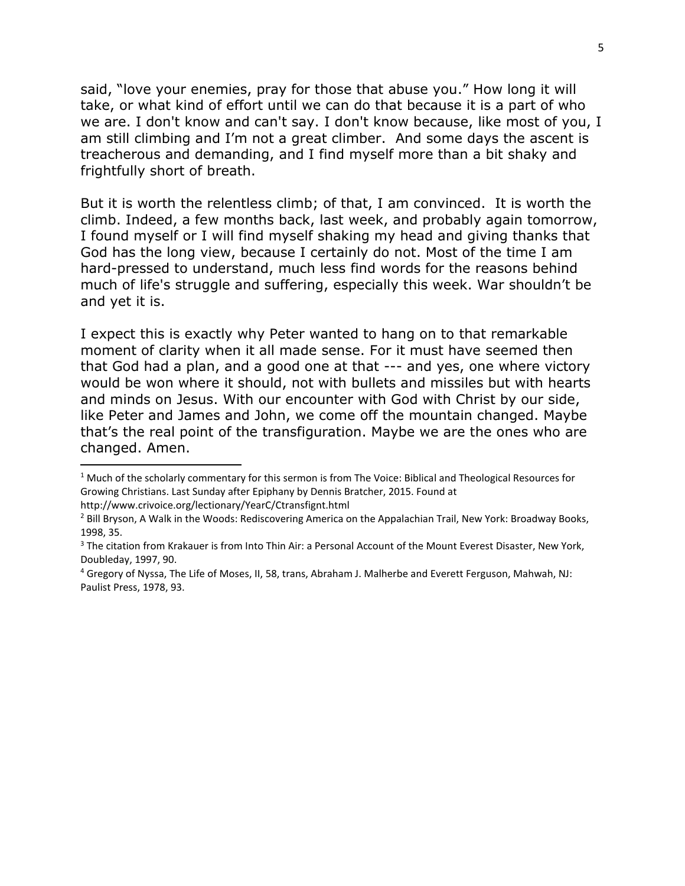said, "love your enemies, pray for those that abuse you." How long it will take, or what kind of effort until we can do that because it is a part of who we are. I don't know and can't say. I don't know because, like most of you, I am still climbing and I'm not a great climber. And some days the ascent is treacherous and demanding, and I find myself more than a bit shaky and frightfully short of breath.

But it is worth the relentless climb; of that, I am convinced. It is worth the climb. Indeed, a few months back, last week, and probably again tomorrow, I found myself or I will find myself shaking my head and giving thanks that God has the long view, because I certainly do not. Most of the time I am hard-pressed to understand, much less find words for the reasons behind much of life's struggle and suffering, especially this week. War shouldn't be and yet it is.

I expect this is exactly why Peter wanted to hang on to that remarkable moment of clarity when it all made sense. For it must have seemed then that God had a plan, and a good one at that --- and yes, one where victory would be won where it should, not with bullets and missiles but with hearts and minds on Jesus. With our encounter with God with Christ by our side, like Peter and James and John, we come off the mountain changed. Maybe that's the real point of the transfiguration. Maybe we are the ones who are changed. Amen.

---

[1] Much of the scholarly commentary for this sermon is from The Voice: Biblical and Theological Resources for Growing Christians. Last Sunday after Epiphany by Dennis Bratcher, 2015. Found at http://www.crivoice.org/lectionary/YearC/Ctransfignt.html

[2] Bill Bryson, A Walk in the Woods: Rediscovering America on the Appalachian Trail, New York: Broadway Books, 1998, 35.

[3] The citation from Krakauer is from Into Thin Air: a Personal Account of the Mount Everest Disaster, New York, Doubleday, 1997, 90.

[4] Gregory of Nyssa, The Life of Moses, II, 58, trans, Abraham J. Malherbe and Everett Ferguson, Mahwah, NJ: Paulist Press, 1978, 93.